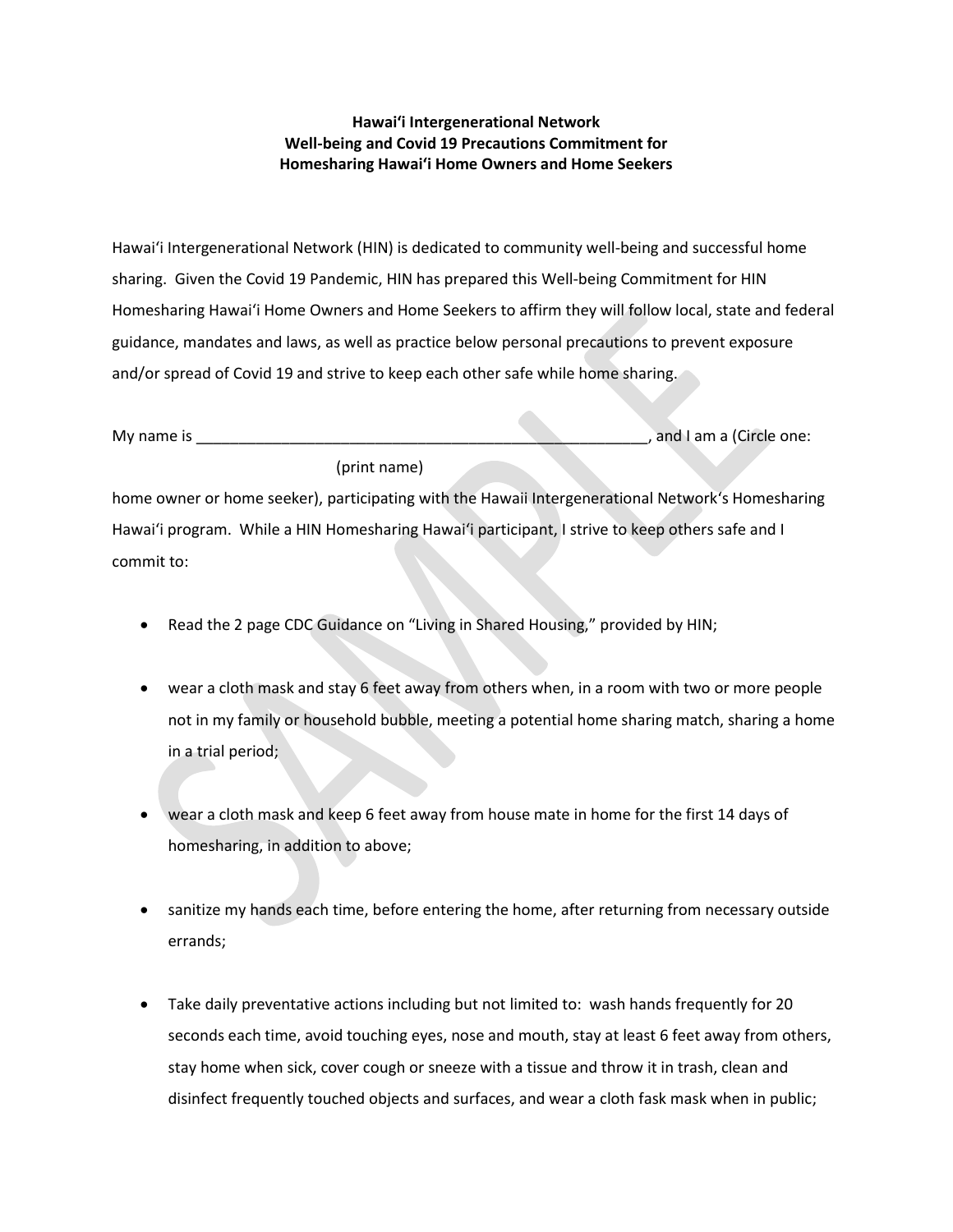**Hawaiʻi Intergenerational Network**
**Well-being and Covid 19 Precautions Commitment for**
**Homesharing Hawaiʻi Home Owners and Home Seekers**

Hawaiʻi Intergenerational Network (HIN) is dedicated to community well-being and successful home sharing. Given the Covid 19 Pandemic, HIN has prepared this Well-being Commitment for HIN Homesharing Hawaiʻi Home Owners and Home Seekers to affirm they will follow local, state and federal guidance, mandates and laws, as well as practice below personal precautions to prevent exposure and/or spread of Covid 19 and strive to keep each other safe while home sharing.

My name is ____________________________________________________, and I am a (Circle one:
(print name)
home owner or home seeker), participating with the Hawaii Intergenerational Network's Homesharing Hawaiʻi program. While a HIN Homesharing Hawaiʻi participant, I strive to keep others safe and I commit to:

- Read the 2 page CDC Guidance on "Living in Shared Housing," provided by HIN;
- wear a cloth mask and stay 6 feet away from others when, in a room with two or more people not in my family or household bubble, meeting a potential home sharing match, sharing a home in a trial period;
- wear a cloth mask and keep 6 feet away from house mate in home for the first 14 days of homesharing, in addition to above;
- sanitize my hands each time, before entering the home, after returning from necessary outside errands;
- Take daily preventative actions including but not limited to: wash hands frequently for 20 seconds each time, avoid touching eyes, nose and mouth, stay at least 6 feet away from others, stay home when sick, cover cough or sneeze with a tissue and throw it in trash, clean and disinfect frequently touched objects and surfaces, and wear a cloth fask mask when in public;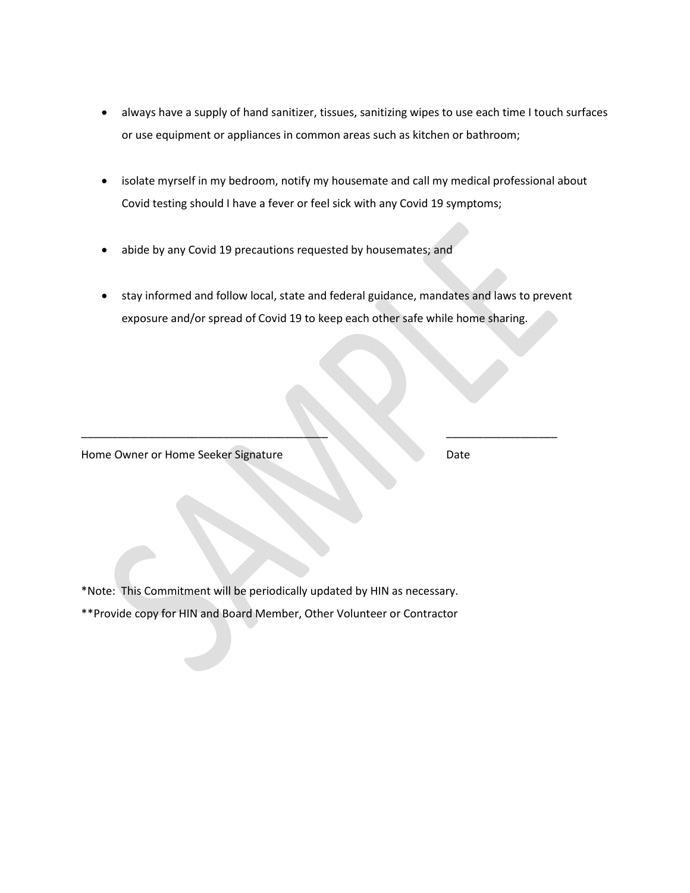- always have a supply of hand sanitizer, tissues, sanitizing wipes to use each time I touch surfaces or use equipment or appliances in common areas such as kitchen or bathroom;

- isolate myrself in my bedroom, notify my housemate and call my medical professional about Covid testing should I have a fever or feel sick with any Covid 19 symptoms;

- abide by any Covid 19 precautions requested by housemates; and

- stay informed and follow local, state and federal guidance, mandates and laws to prevent exposure and/or spread of Covid 19 to keep each other safe while home sharing.

\_\_\_\_\_\_\_\_\_\_\_\_\_\_\_\_\_\_\_\_\_\_\_\_\_\_\_\_\_\_\_\_\_\_\_\_\_\_\_\_ \_\_\_\_\_\_\_\_\_\_\_\_\_\_\_\_\_\_

Home Owner or Home Seeker Signature Date

*Note: This Commitment will be periodically updated by HIN as necessary.

**Provide copy for HIN and Board Member, Other Volunteer or Contractor